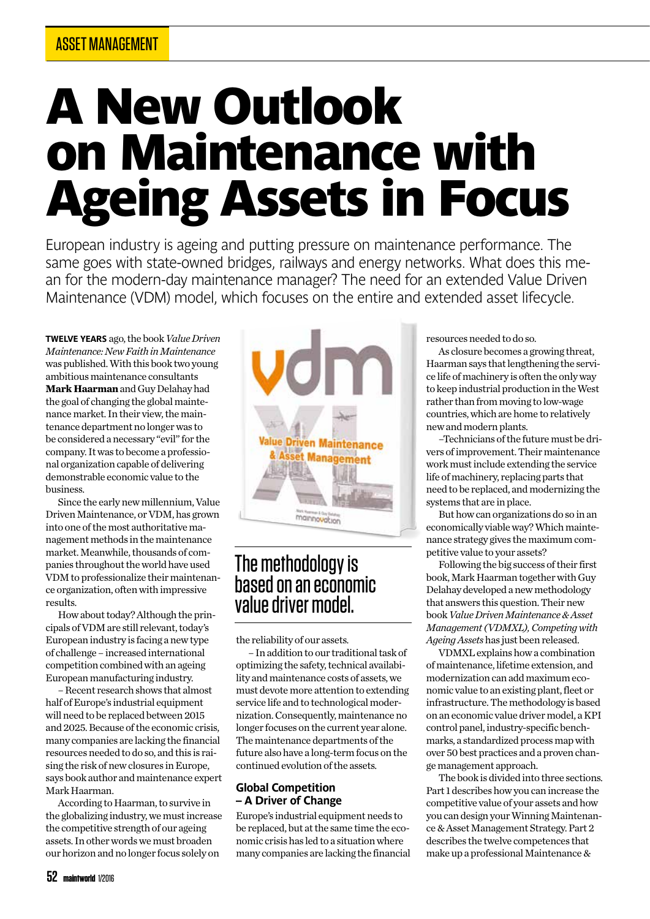ASSET MANAGEMENT

# A New Outlook on Maintenance with Ageing Assets in Focus

European industry is ageing and putting pressure on maintenance performance. The same goes with state-owned bridges, railways and energy networks. What does this mean for the modern-day maintenance manager? The need for an extended Value Driven Maintenance (VDM) model, which focuses on the entire and extended asset lifecycle.

**TWELVE YEARS** ago, the book *Value Driven Maintenance: New Faith in Maintenance* was published. With this book two young ambitious maintenance consultants **Mark Haarman** and Guy Delahay had the goal of changing the global maintenance market. In their view, the maintenance department no longer was to be considered a necessary "evil" for the company. It was to become a professional organization capable of delivering demonstrable economic value to the business.

Since the early new millennium, Value Driven Maintenance, or VDM, has grown into one of the most authoritative management methods in the maintenance market. Meanwhile, thousands of companies throughout the world have used VDM to professionalize their maintenance organization, often with impressive results.

How about today? Although the principals of VDM are still relevant, today's European industry is facing a new type of challenge – increased international competition combined with an ageing European manufacturing industry.

– Recent research shows that almost half of Europe's industrial equipment will need to be replaced between 2015 and 2025. Because of the economic crisis, many companies are lacking the financial resources needed to do so, and this is raising the risk of new closures in Europe, says book author and maintenance expert Mark Haarman.

According to Haarman, to survive in the globalizing industry, we must increase the competitive strength of our ageing assets. In other words we must broaden our horizon and no longer focus solely on the reliability of our assets.

– In addition to our traditional task of optimizing the safety, technical availability and maintenance costs of assets, we must devote more attention to extending service life and to technological modernization. Consequently, maintenance no longer focuses on the current year alone. The maintenance departments of the future also have a long-term focus on the continued evolution of the assets.

> The methodology is based on an economic value driver model.

## Global Competition – A Driver of Change

Europe's industrial equipment needs to be replaced, but at the same time the economic crisis has led to a situation where many companies are lacking the financial resources needed to do so.

As closure becomes a growing threat, Haarman says that lengthening the service life of machinery is often the only way to keep industrial production in the West rather than from moving to low-wage countries, which are home to relatively new and modern plants.

–Technicians of the future must be drivers of improvement. Their maintenance work must include extending the service life of machinery, replacing parts that need to be replaced, and modernizing the systems that are in place.

But how can organizations do so in an economically viable way? Which maintenance strategy gives the maximum competitive value to your assets?

Following the big success of their first book, Mark Haarman together with Guy Delahay developed a new methodology that answers this question. Their new book *Value Driven Maintenance & Asset Management (VDMXL), Competing with Ageing Assets* has just been released.

VDMXL explains how a combination of maintenance, lifetime extension, and modernization can add maximum economic value to an existing plant, fleet or infrastructure. The methodology is based on an economic value driver model, a KPI control panel, industry-specific benchmarks, a standardized process map with over 50 best practices and a proven change management approach.

The book is divided into three sections. Part 1 describes how you can increase the competitive value of your assets and how you can design your Winning Maintenance & Asset Management Strategy. Part 2 describes the twelve competences that make up a professional Maintenance &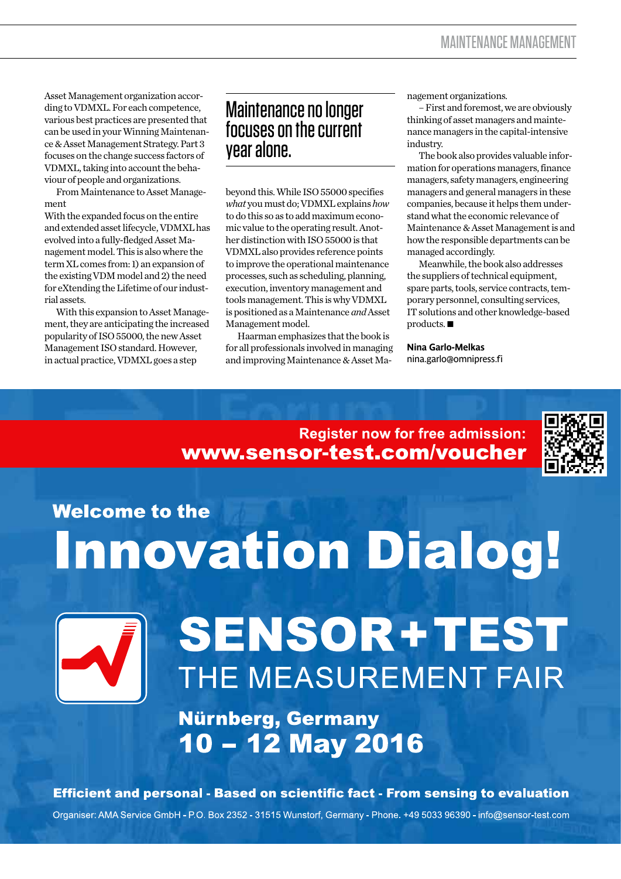Asset Management organization according to VDMXL. For each competence, various best practices are presented that can be used in your Winning Maintenance & Asset Management Strategy. Part 3 focuses on the change success factors of VDMXL, taking into account the behaviour of people and organizations.

From Maintenance to Asset Management

With the expanded focus on the entire and extended asset lifecycle, VDMXL has evolved into a fully-fledged Asset Management model. This is also where the term XL comes from: 1) an expansion of the existing VDM model and 2) the need for eXtending the Lifetime of our industrial assets.

With this expansion to Asset Management, they are anticipating the increased popularity of ISO 55000, the new Asset Management ISO standard. However, in actual practice, VDMXL goes a step

## Maintenance no longer focuses on the current year alone.

beyond this. While ISO 55000 specifies *what* you must do; VDMXL explains *how* to do this so as to add maximum economic value to the operating result. Another distinction with ISO 55000 is that VDMXL also provides reference points to improve the operational maintenance processes, such as scheduling, planning, execution, inventory management and tools management. This is why VDMXL is positioned as a Maintenance *and* Asset Management model.

Haarman emphasizes that the book is for all professionals involved in managing and improving Maintenance & Asset Management organizations.

– First and foremost, we are obviously thinking of asset managers and maintenance managers in the capital-intensive industry.

The book also provides valuable information for operations managers, finance managers, safety managers, engineering managers and general managers in these companies, because it helps them understand what the economic relevance of Maintenence & Asset Management is and how the responsible departments can be managed accordingly.

Meanwhile, the book also addresses the suppliers of technical equipment, spare parts, tools, service contracts, temporary personnel, consulting services, IT solutions and other knowledge-based products. ■

**Nina Garlo-Melkas**
nina.garlo@omnipress.fi

Register now for free admission:
**www.sensor-test.com/voucher**

**Welcome to the**

# Innovation Dialog!

# SENSOR+TEST

THE MEASUREMENT FAIR

**Nürnberg, Germany**
**10 – 12 May 2016**

**Efficient and personal - Based on scientific fact - From sensing to evaluation**

Organiser: AMA Service GmbH - P.O. Box 2352 - 31515 Wunstorf, Germany - Phone. +49 5033 96390 - info@sensor-test.com